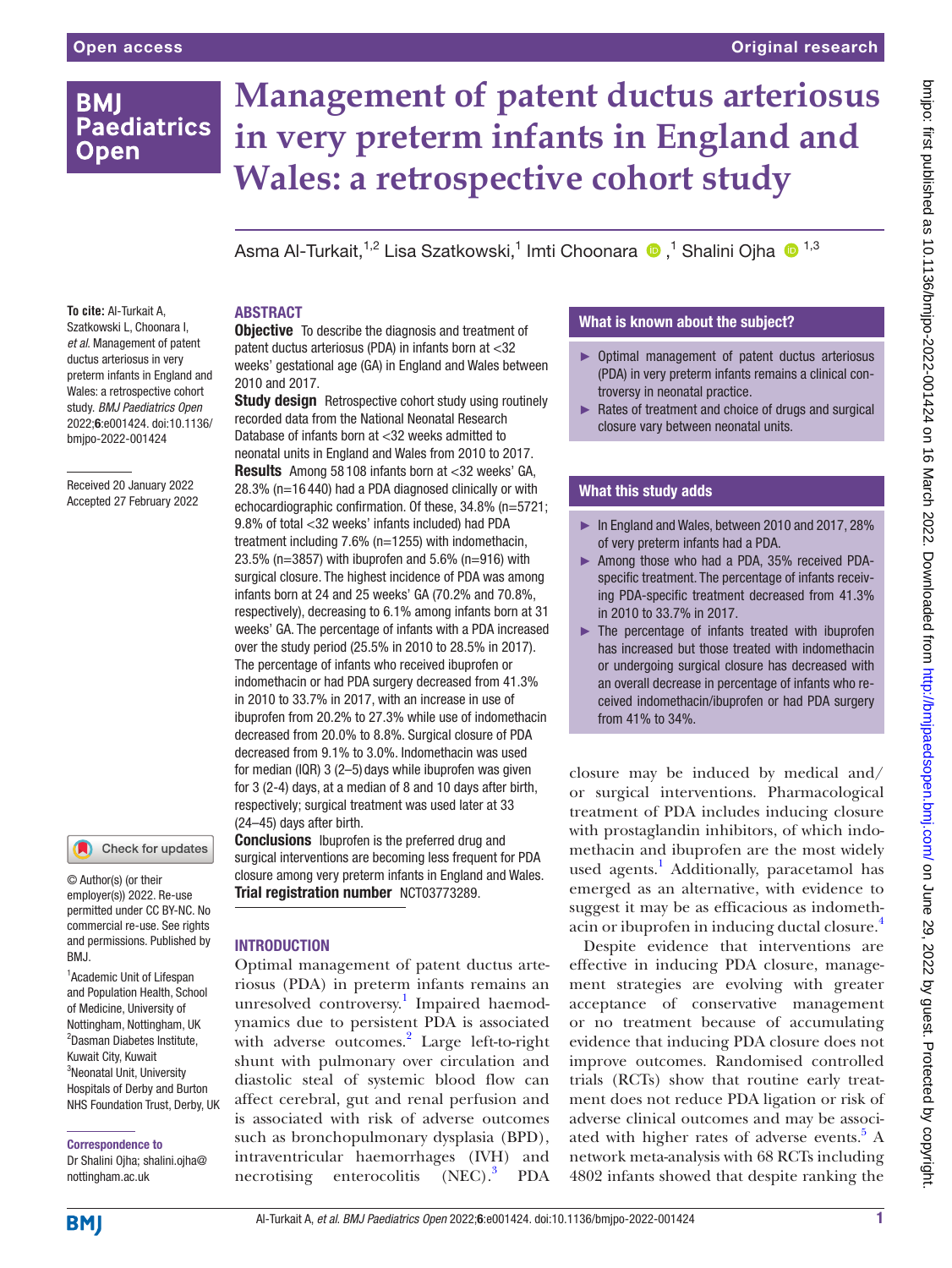Open access

Original research

# Management of patent ductus arteriosus in very preterm infants in England and Wales: a retrospective cohort study

Asma Al-Turkait,[1,2] Lisa Szatkowski,[1] Imti Choonara,[1] Shalini Ojha[1,3]

**To cite:** Al-Turkait A, Szatkowski L, Choonara I, *et al*. Management of patent ductus arteriosus in very preterm infants in England and Wales: a retrospective cohort study. *BMJ Paediatrics Open* 2022;**6**:e001424. doi:10.1136/bmjpo-2022-001424

Received 20 January 2022
Accepted 27 February 2022

© Author(s) (or their employer(s)) 2022. Re-use permitted under CC BY-NC. No commercial re-use. See rights and permissions. Published by BMJ.

[1]Academic Unit of Lifespan and Population Health, School of Medicine, University of Nottingham, Nottingham, UK
[2]Dasman Diabetes Institute, Kuwait City, Kuwait
[3]Neonatal Unit, University Hospitals of Derby and Burton NHS Foundation Trust, Derby, UK

**Correspondence to**
Dr Shalini Ojha; shalini.ojha@nottingham.ac.uk

## ABSTRACT

**Objective** To describe the diagnosis and treatment of patent ductus arteriosus (PDA) in infants born at <32 weeks' gestational age (GA) in England and Wales between 2010 and 2017.

**Study design** Retrospective cohort study using routinely recorded data from the National Neonatal Research Database of infants born at <32 weeks admitted to neonatal units in England and Wales from 2010 to 2017.

**Results** Among 58 108 infants born at <32 weeks' GA, 28.3% (n=16 440) had a PDA diagnosed clinically or with echocardiographic confirmation. Of these, 34.8% (n=5721; 9.8% of total <32 weeks' infants included) had PDA treatment including 7.6% (n=1255) with indomethacin, 23.5% (n=3857) with ibuprofen and 5.6% (n=916) with surgical closure. The highest incidence of PDA was among infants born at 24 and 25 weeks' GA (70.2% and 70.8%, respectively), decreasing to 6.1% among infants born at 31 weeks' GA. The percentage of infants with a PDA increased over the study period (25.5% in 2010 to 28.5% in 2017). The percentage of infants who received ibuprofen or indomethacin or had PDA surgery decreased from 41.3% in 2010 to 33.7% in 2017, with an increase in use of ibuprofen from 20.2% to 27.3% while use of indomethacin decreased from 20.0% to 8.8%. Surgical closure of PDA decreased from 9.1% to 3.0%. Indomethacin was used for median (IQR) 3 (2–5) days while ibuprofen was given for 3 (2-4) days, at a median of 8 and 10 days after birth, respectively; surgical treatment was used later at 33 (24–45) days after birth.

**Conclusions** Ibuprofen is the preferred drug and surgical interventions are becoming less frequent for PDA closure among very preterm infants in England and Wales.

**Trial registration number** NCT03773289.

### What is known about the subject?

- Optimal management of patent ductus arteriosus (PDA) in very preterm infants remains a clinical controversy in neonatal practice.
- Rates of treatment and choice of drugs and surgical closure vary between neonatal units.

### What this study adds

- In England and Wales, between 2010 and 2017, 28% of very preterm infants had a PDA.
- Among those who had a PDA, 35% received PDA-specific treatment. The percentage of infants receiving PDA-specific treatment decreased from 41.3% in 2010 to 33.7% in 2017.
- The percentage of infants treated with ibuprofen has increased but those treated with indomethacin or undergoing surgical closure has decreased with an overall decrease in percentage of infants who received indomethacin/ibuprofen or had PDA surgery from 41% to 34%.

## INTRODUCTION

Optimal management of patent ductus arteriosus (PDA) in preterm infants remains an unresolved controversy.[1] Impaired haemodynamics due to persistent PDA is associated with adverse outcomes.[2] Large left-to-right shunt with pulmonary over circulation and diastolic steal of systemic blood flow can affect cerebral, gut and renal perfusion and is associated with risk of adverse outcomes such as bronchopulmonary dysplasia (BPD), intraventricular haemorrhages (IVH) and necrotising enterocolitis (NEC).[3] PDA closure may be induced by medical and/or surgical interventions. Pharmacological treatment of PDA includes inducing closure with prostaglandin inhibitors, of which indomethacin and ibuprofen are the most widely used agents.[1] Additionally, paracetamol has emerged as an alternative, with evidence to suggest it may be as efficacious as indomethacin or ibuprofen in inducing ductal closure.[4]

Despite evidence that interventions are effective in inducing PDA closure, management strategies are evolving with greater acceptance of conservative management or no treatment because of accumulating evidence that inducing PDA closure does not improve outcomes. Randomised controlled trials (RCTs) show that routine early treatment does not reduce PDA ligation or risk of adverse clinical outcomes and may be associated with higher rates of adverse events.[5] A network meta-analysis with 68 RCTs including 4802 infants showed that despite ranking the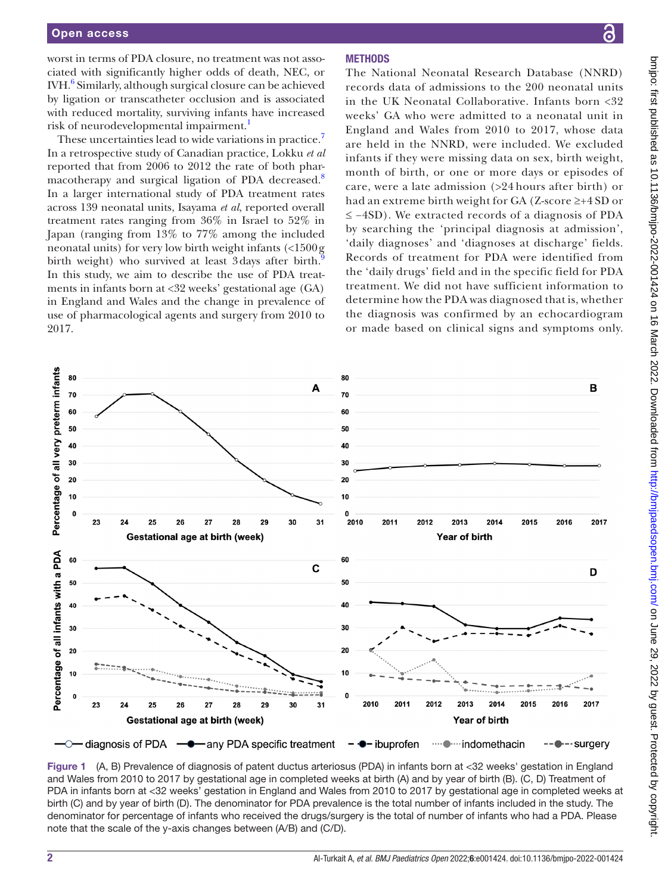worst in terms of PDA closure, no treatment was not associated with significantly higher odds of death, NEC, or IVH.[6] Similarly, although surgical closure can be achieved by ligation or transcatheter occlusion and is associated with reduced mortality, surviving infants have increased risk of neurodevelopmental impairment.[1]

These uncertainties lead to wide variations in practice.[7] In a retrospective study of Canadian practice, Lokku *et al* reported that from 2006 to 2012 the rate of both pharmacotherapy and surgical ligation of PDA decreased.[8] In a larger international study of PDA treatment rates across 139 neonatal units, Isayama *et al*, reported overall treatment rates ranging from 36% in Israel to 52% in Japan (ranging from 13% to 77% among the included neonatal units) for very low birth weight infants (<1500 g birth weight) who survived at least 3 days after birth.[9] In this study, we aim to describe the use of PDA treatments in infants born at <32 weeks' gestational age (GA) in England and Wales and the change in prevalence of use of pharmacological agents and surgery from 2010 to 2017.

## METHODS

The National Neonatal Research Database (NNRD) records data of admissions to the 200 neonatal units in the UK Neonatal Collaborative. Infants born <32 weeks' GA who were admitted to a neonatal unit in England and Wales from 2010 to 2017, whose data are held in the NNRD, were included. We excluded infants if they were missing data on sex, birth weight, month of birth, or one or more days or episodes of care, were a late admission (>24 hours after birth) or had an extreme birth weight for GA (Z-score ≥+4 SD or ≤ −4SD). We extracted records of a diagnosis of PDA by searching the 'principal diagnosis at admission', 'daily diagnoses' and 'diagnoses at discharge' fields. Records of treatment for PDA were identified from the 'daily drugs' field and in the specific field for PDA treatment. We did not have sufficient information to determine how the PDA was diagnosed that is, whether the diagnosis was confirmed by an echocardiogram or made based on clinical signs and symptoms only.

Figure 1 (A, B) Prevalence of diagnosis of patent ductus arteriosus (PDA) in infants born at <32 weeks' gestation in England and Wales from 2010 to 2017 by gestational age in completed weeks at birth (A) and by year of birth (B). (C, D) Treatment of PDA in infants born at <32 weeks' gestation in England and Wales from 2010 to 2017 by gestational age in completed weeks at birth (C) and by year of birth (D). The denominator for PDA prevalence is the total number of infants included in the study. The denominator for percentage of infants who received the drugs/surgery is the total of number of infants who had a PDA. Please note that the scale of the y-axis changes between (A/B) and (C/D).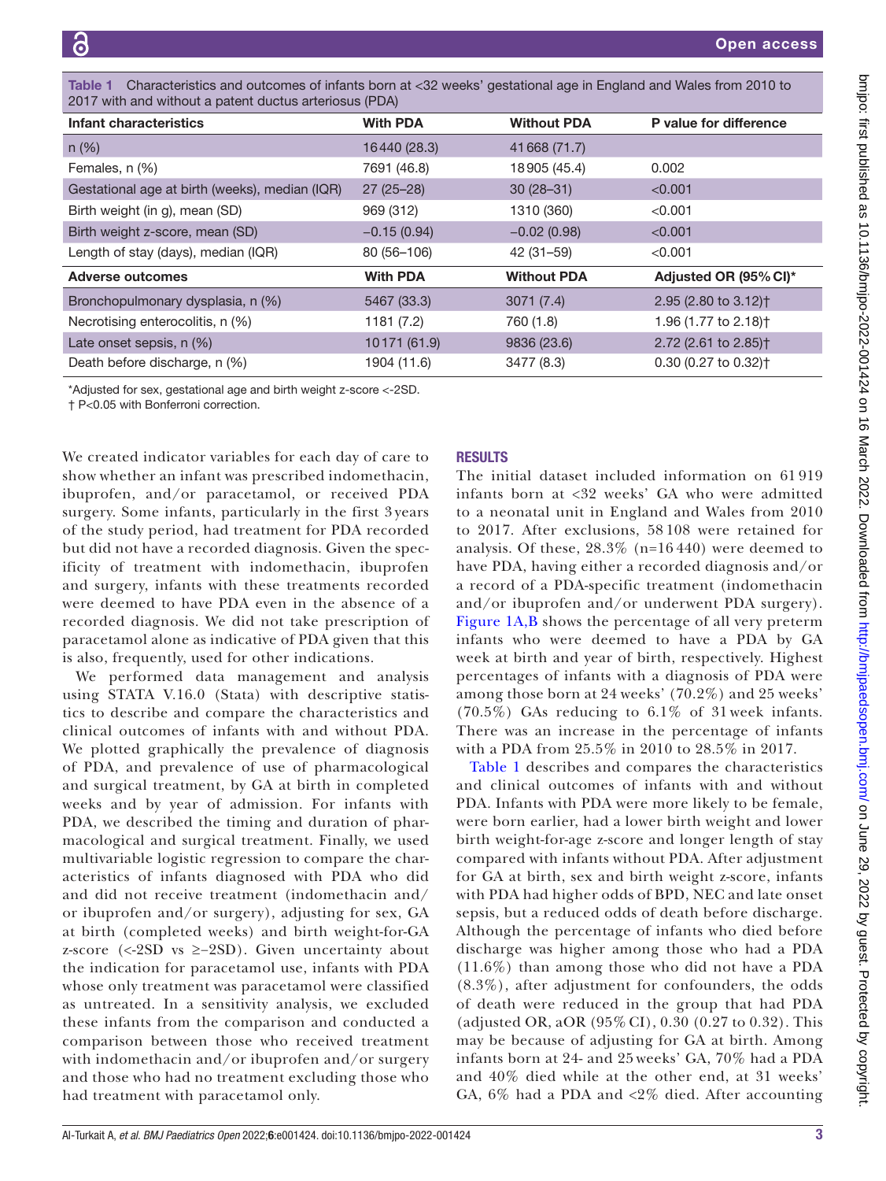Table 1 Characteristics and outcomes of infants born at <32 weeks' gestational age in England and Wales from 2010 to 2017 with and without a patent ductus arteriosus (PDA)

| Infant characteristics | With PDA | Without PDA | P value for difference |
|---|---|---|---|
| n (%) | 16440 (28.3) | 41668 (71.7) | |
| Females, n (%) | 7691 (46.8) | 18905 (45.4) | 0.002 |
| Gestational age at birth (weeks), median (IQR) | 27 (25–28) | 30 (28–31) | <0.001 |
| Birth weight (in g), mean (SD) | 969 (312) | 1310 (360) | <0.001 |
| Birth weight z-score, mean (SD) | −0.15 (0.94) | −0.02 (0.98) | <0.001 |
| Length of stay (days), median (IQR) | 80 (56–106) | 42 (31–59) | <0.001 |
| **Adverse outcomes** | **With PDA** | **Without PDA** | **Adjusted OR (95% CI)*** |
| Bronchopulmonary dysplasia, n (%) | 5467 (33.3) | 3071 (7.4) | 2.95 (2.80 to 3.12)† |
| Necrotising enterocolitis, n (%) | 1181 (7.2) | 760 (1.8) | 1.96 (1.77 to 2.18)† |
| Late onset sepsis, n (%) | 10171 (61.9) | 9836 (23.6) | 2.72 (2.61 to 2.85)† |
| Death before discharge, n (%) | 1904 (11.6) | 3477 (8.3) | 0.30 (0.27 to 0.32)† |

*Adjusted for sex, gestational age and birth weight z-score <-2SD.
† P<0.05 with Bonferroni correction.

We created indicator variables for each day of care to show whether an infant was prescribed indomethacin, ibuprofen, and/or paracetamol, or received PDA surgery. Some infants, particularly in the first 3 years of the study period, had treatment for PDA recorded but did not have a recorded diagnosis. Given the specificity of treatment with indomethacin, ibuprofen and surgery, infants with these treatments recorded were deemed to have PDA even in the absence of a recorded diagnosis. We did not take prescription of paracetamol alone as indicative of PDA given that this is also, frequently, used for other indications.

We performed data management and analysis using STATA V.16.0 (Stata) with descriptive statistics to describe and compare the characteristics and clinical outcomes of infants with and without PDA. We plotted graphically the prevalence of diagnosis of PDA, and prevalence of use of pharmacological and surgical treatment, by GA at birth in completed weeks and by year of admission. For infants with PDA, we described the timing and duration of pharmacological and surgical treatment. Finally, we used multivariable logistic regression to compare the characteristics of infants diagnosed with PDA who did and did not receive treatment (indomethacin and/or ibuprofen and/or surgery), adjusting for sex, GA at birth (completed weeks) and birth weight-for-GA z-score (<-2SD vs ≥−2SD). Given uncertainty about the indication for paracetamol use, infants with PDA whose only treatment was paracetamol were classified as untreated. In a sensitivity analysis, we excluded these infants from the comparison and conducted a comparison between those who received treatment with indomethacin and/or ibuprofen and/or surgery and those who had no treatment excluding those who had treatment with paracetamol only.

## RESULTS

The initial dataset included information on 61 919 infants born at <32 weeks' GA who were admitted to a neonatal unit in England and Wales from 2010 to 2017. After exclusions, 58 108 were retained for analysis. Of these, 28.3% (n=16 440) were deemed to have PDA, having either a recorded diagnosis and/or a record of a PDA-specific treatment (indomethacin and/or ibuprofen and/or underwent PDA surgery). Figure 1A,B shows the percentage of all very preterm infants who were deemed to have a PDA by GA week at birth and year of birth, respectively. Highest percentages of infants with a diagnosis of PDA were among those born at 24 weeks' (70.2%) and 25 weeks' (70.5%) GAs reducing to 6.1% of 31 week infants. There was an increase in the percentage of infants with a PDA from 25.5% in 2010 to 28.5% in 2017.

Table 1 describes and compares the characteristics and clinical outcomes of infants with and without PDA. Infants with PDA were more likely to be female, were born earlier, had a lower birth weight and lower birth weight-for-age z-score and longer length of stay compared with infants without PDA. After adjustment for GA at birth, sex and birth weight z-score, infants with PDA had higher odds of BPD, NEC and late onset sepsis, but a reduced odds of death before discharge. Although the percentage of infants who died before discharge was higher among those who had a PDA (11.6%) than among those who did not have a PDA (8.3%), after adjustment for confounders, the odds of death were reduced in the group that had PDA (adjusted OR, aOR (95% CI), 0.30 (0.27 to 0.32). This may be because of adjusting for GA at birth. Among infants born at 24- and 25 weeks' GA, 70% had a PDA and 40% died while at the other end, at 31 weeks' GA, 6% had a PDA and <2% died. After accounting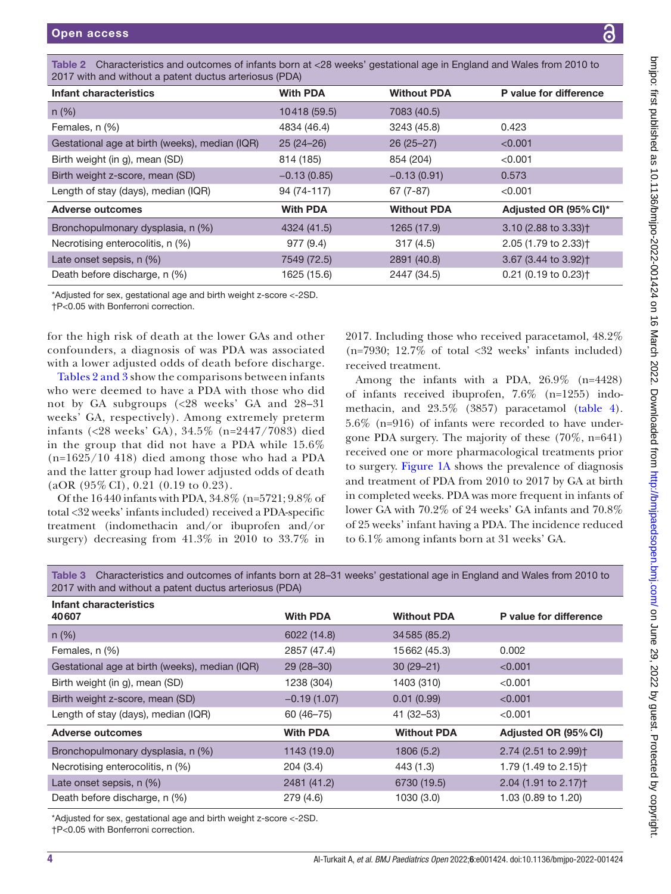Table 2 Characteristics and outcomes of infants born at <28 weeks' gestational age in England and Wales from 2010 to 2017 with and without a patent ductus arteriosus (PDA)

| Infant characteristics | With PDA | Without PDA | P value for difference |
|---|---|---|---|
| n (%) | 10418 (59.5) | 7083 (40.5) | |
| Females, n (%) | 4834 (46.4) | 3243 (45.8) | 0.423 |
| Gestational age at birth (weeks), median (IQR) | 25 (24–26) | 26 (25–27) | <0.001 |
| Birth weight (in g), mean (SD) | 814 (185) | 854 (204) | <0.001 |
| Birth weight z-score, mean (SD) | −0.13 (0.85) | −0.13 (0.91) | 0.573 |
| Length of stay (days), median (IQR) | 94 (74-117) | 67 (7-87) | <0.001 |
| **Adverse outcomes** | **With PDA** | **Without PDA** | **Adjusted OR (95% CI)*** |
| Bronchopulmonary dysplasia, n (%) | 4324 (41.5) | 1265 (17.9) | 3.10 (2.88 to 3.33)† |
| Necrotising enterocolitis, n (%) | 977 (9.4) | 317 (4.5) | 2.05 (1.79 to 2.33)† |
| Late onset sepsis, n (%) | 7549 (72.5) | 2891 (40.8) | 3.67 (3.44 to 3.92)† |
| Death before discharge, n (%) | 1625 (15.6) | 2447 (34.5) | 0.21 (0.19 to 0.23)† |

*Adjusted for sex, gestational age and birth weight z-score <-2SD.
†P<0.05 with Bonferroni correction.

for the high risk of death at the lower GAs and other confounders, a diagnosis of was PDA was associated with a lower adjusted odds of death before discharge.

Tables 2 and 3 show the comparisons between infants who were deemed to have a PDA with those who did not by GA subgroups (<28 weeks' GA and 28–31 weeks' GA, respectively). Among extremely preterm infants (<28 weeks' GA), 34.5% (n=2447/7083) died in the group that did not have a PDA while 15.6% (n=1625/10 418) died among those who had a PDA and the latter group had lower adjusted odds of death (aOR (95% CI), 0.21 (0.19 to 0.23).

Of the 16440 infants with PDA, 34.8% (n=5721; 9.8% of total <32 weeks' infants included) received a PDA-specific treatment (indomethacin and/or ibuprofen and/or surgery) decreasing from 41.3% in 2010 to 33.7% in 2017. Including those who received paracetamol, 48.2% (n=7930; 12.7% of total <32 weeks' infants included) received treatment.

Among the infants with a PDA, 26.9% (n=4428) of infants received ibuprofen, 7.6% (n=1255) indomethacin, and 23.5% (3857) paracetamol (table 4). 5.6% (n=916) of infants were recorded to have undergone PDA surgery. The majority of these (70%, n=641) received one or more pharmacological treatments prior to surgery. Figure 1A shows the prevalence of diagnosis and treatment of PDA from 2010 to 2017 by GA at birth in completed weeks. PDA was more frequent in infants of lower GA with 70.2% of 24 weeks' GA infants and 70.8% of 25 weeks' infant having a PDA. The incidence reduced to 6.1% among infants born at 31 weeks' GA.

Table 3 Characteristics and outcomes of infants born at 28–31 weeks' gestational age in England and Wales from 2010 to 2017 with and without a patent ductus arteriosus (PDA)

| Infant characteristics 40607 | With PDA | Without PDA | P value for difference |
|---|---|---|---|
| n (%) | 6022 (14.8) | 34585 (85.2) | |
| Females, n (%) | 2857 (47.4) | 15662 (45.3) | 0.002 |
| Gestational age at birth (weeks), median (IQR) | 29 (28–30) | 30 (29–21) | <0.001 |
| Birth weight (in g), mean (SD) | 1238 (304) | 1403 (310) | <0.001 |
| Birth weight z-score, mean (SD) | −0.19 (1.07) | 0.01 (0.99) | <0.001 |
| Length of stay (days), median (IQR) | 60 (46–75) | 41 (32–53) | <0.001 |
| **Adverse outcomes** | **With PDA** | **Without PDA** | **Adjusted OR (95% CI)** |
| Bronchopulmonary dysplasia, n (%) | 1143 (19.0) | 1806 (5.2) | 2.74 (2.51 to 2.99)† |
| Necrotising enterocolitis, n (%) | 204 (3.4) | 443 (1.3) | 1.79 (1.49 to 2.15)† |
| Late onset sepsis, n (%) | 2481 (41.2) | 6730 (19.5) | 2.04 (1.91 to 2.17)† |
| Death before discharge, n (%) | 279 (4.6) | 1030 (3.0) | 1.03 (0.89 to 1.20) |

*Adjusted for sex, gestational age and birth weight z-score <-2SD.
†P<0.05 with Bonferroni correction.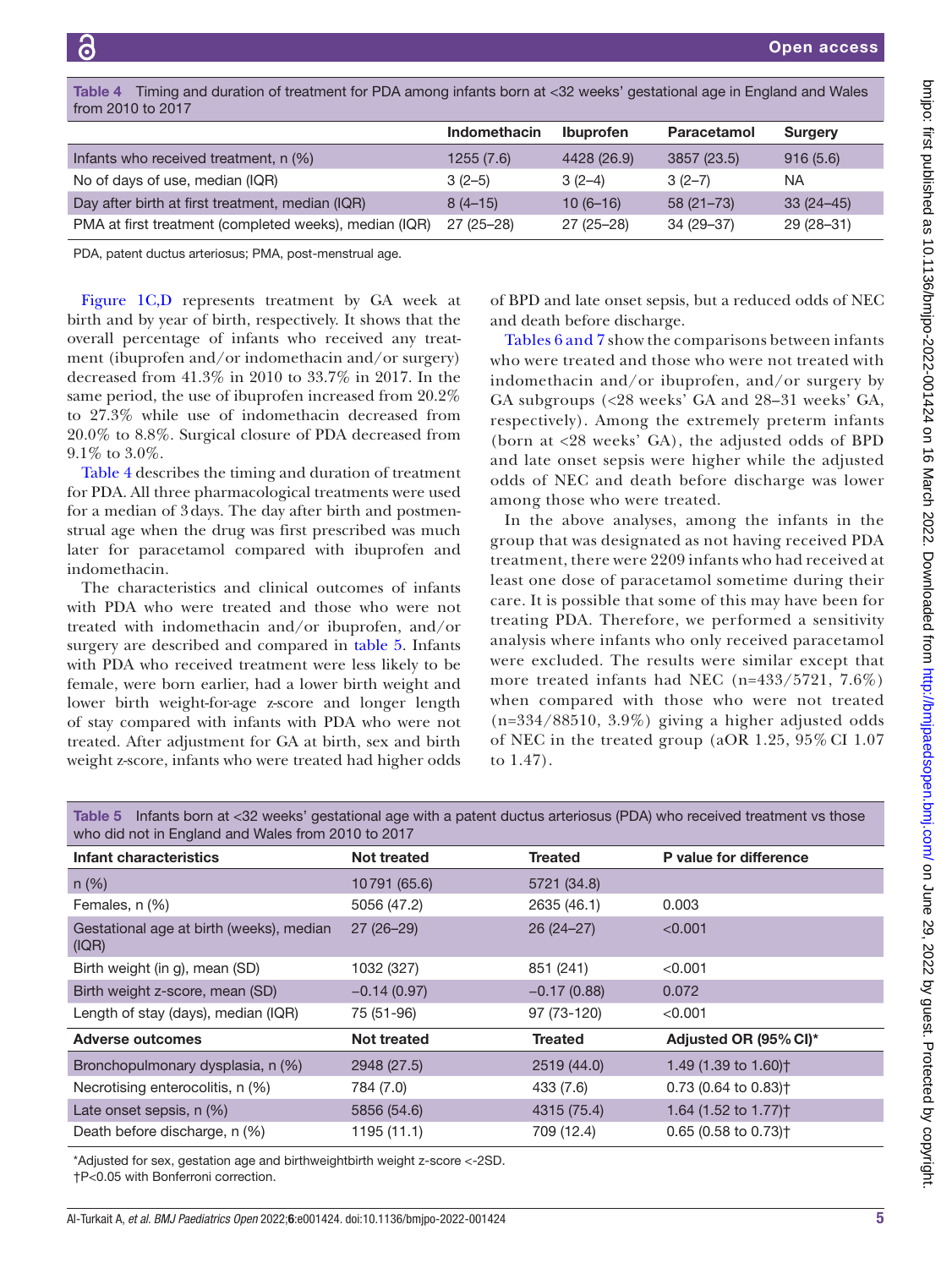Table 4 Timing and duration of treatment for PDA among infants born at <32 weeks' gestational age in England and Wales from 2010 to 2017

| | Indomethacin | Ibuprofen | Paracetamol | Surgery |
|---|---|---|---|---|
| Infants who received treatment, n (%) | 1255 (7.6) | 4428 (26.9) | 3857 (23.5) | 916 (5.6) |
| No of days of use, median (IQR) | 3 (2–5) | 3 (2–4) | 3 (2–7) | NA |
| Day after birth at first treatment, median (IQR) | 8 (4–15) | 10 (6–16) | 58 (21–73) | 33 (24–45) |
| PMA at first treatment (completed weeks), median (IQR) | 27 (25–28) | 27 (25–28) | 34 (29–37) | 29 (28–31) |

PDA, patent ductus arteriosus; PMA, post-menstrual age.

Figure 1C,D represents treatment by GA week at birth and by year of birth, respectively. It shows that the overall percentage of infants who received any treatment (ibuprofen and/or indomethacin and/or surgery) decreased from 41.3% in 2010 to 33.7% in 2017. In the same period, the use of ibuprofen increased from 20.2% to 27.3% while use of indomethacin decreased from 20.0% to 8.8%. Surgical closure of PDA decreased from 9.1% to 3.0%.

Table 4 describes the timing and duration of treatment for PDA. All three pharmacological treatments were used for a median of 3 days. The day after birth and postmenstrual age when the drug was first prescribed was much later for paracetamol compared with ibuprofen and indomethacin.

The characteristics and clinical outcomes of infants with PDA who were treated and those who were not treated with indomethacin and/or ibuprofen, and/or surgery are described and compared in table 5. Infants with PDA who received treatment were less likely to be female, were born earlier, had a lower birth weight and lower birth weight-for-age z-score and longer length of stay compared with infants with PDA who were not treated. After adjustment for GA at birth, sex and birth weight z-score, infants who were treated had higher odds of BPD and late onset sepsis, but a reduced odds of NEC and death before discharge.

Tables 6 and 7 show the comparisons between infants who were treated and those who were not treated with indomethacin and/or ibuprofen, and/or surgery by GA subgroups (<28 weeks' GA and 28–31 weeks' GA, respectively). Among the extremely preterm infants (born at <28 weeks' GA), the adjusted odds of BPD and late onset sepsis were higher while the adjusted odds of NEC and death before discharge was lower among those who were treated.

In the above analyses, among the infants in the group that was designated as not having received PDA treatment, there were 2209 infants who had received at least one dose of paracetamol sometime during their care. It is possible that some of this may have been for treating PDA. Therefore, we performed a sensitivity analysis where infants who only received paracetamol were excluded. The results were similar except that more treated infants had NEC (n=433/5721, 7.6%) when compared with those who were not treated (n=334/88510, 3.9%) giving a higher adjusted odds of NEC in the treated group (aOR 1.25, 95% CI 1.07 to 1.47).

Table 5 Infants born at <32 weeks' gestational age with a patent ductus arteriosus (PDA) who received treatment vs those who did not in England and Wales from 2010 to 2017

| Infant characteristics | Not treated | Treated | P value for difference |
|---|---|---|---|
| n (%) | 10791 (65.6) | 5721 (34.8) | |
| Females, n (%) | 5056 (47.2) | 2635 (46.1) | 0.003 |
| Gestational age at birth (weeks), median (IQR) | 27 (26–29) | 26 (24–27) | <0.001 |
| Birth weight (in g), mean (SD) | 1032 (327) | 851 (241) | <0.001 |
| Birth weight z-score, mean (SD) | −0.14 (0.97) | −0.17 (0.88) | 0.072 |
| Length of stay (days), median (IQR) | 75 (51-96) | 97 (73-120) | <0.001 |
| **Adverse outcomes** | **Not treated** | **Treated** | **Adjusted OR (95% CI)*** |
| Bronchopulmonary dysplasia, n (%) | 2948 (27.5) | 2519 (44.0) | 1.49 (1.39 to 1.60)† |
| Necrotising enterocolitis, n (%) | 784 (7.0) | 433 (7.6) | 0.73 (0.64 to 0.83)† |
| Late onset sepsis, n (%) | 5856 (54.6) | 4315 (75.4) | 1.64 (1.52 to 1.77)† |
| Death before discharge, n (%) | 1195 (11.1) | 709 (12.4) | 0.65 (0.58 to 0.73)† |

*Adjusted for sex, gestation age and birthweightbirth weight z-score <-2SD.
†P<0.05 with Bonferroni correction.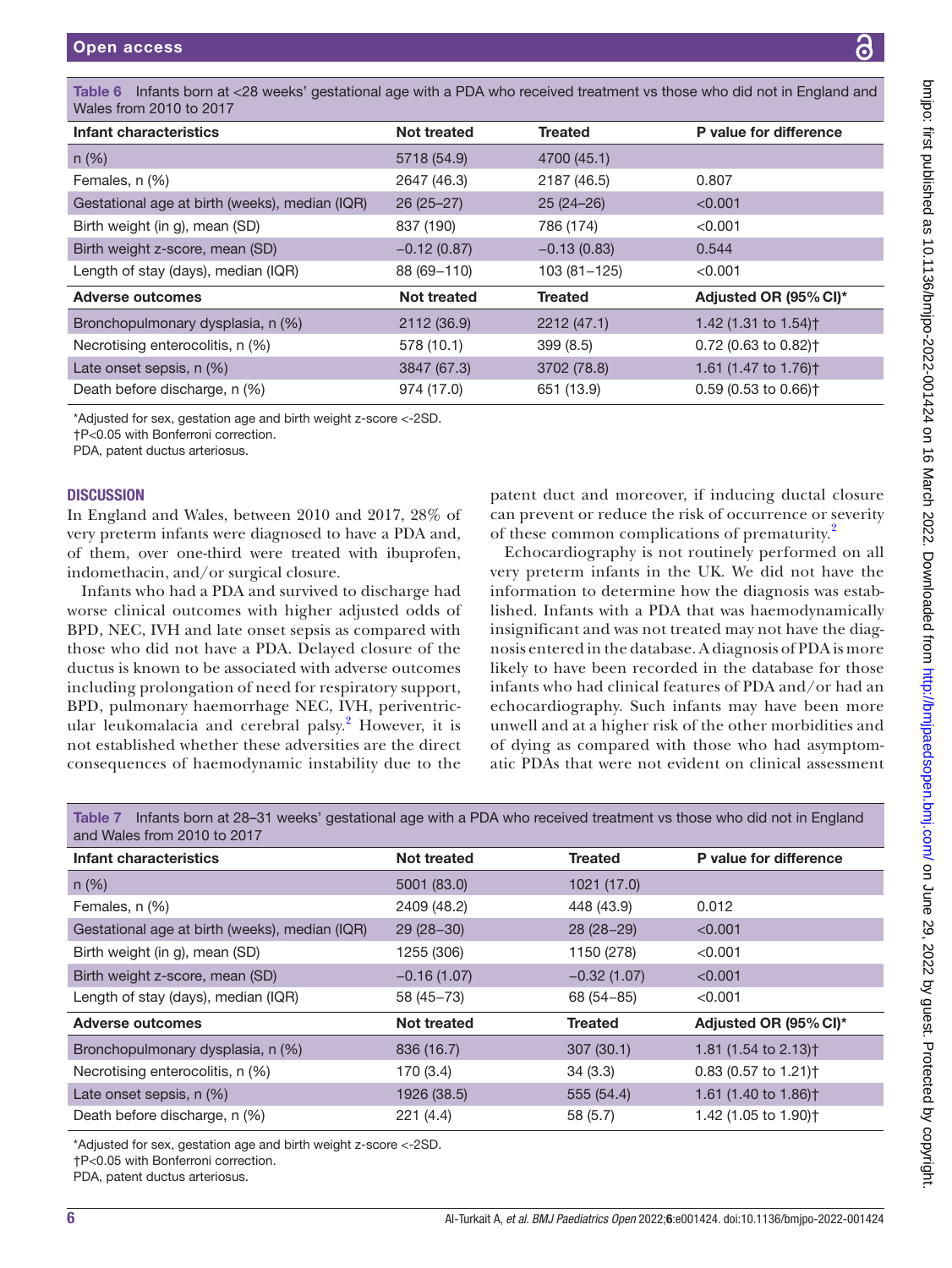**Table 6** Infants born at <28 weeks' gestational age with a PDA who received treatment vs those who did not in England and Wales from 2010 to 2017

| Infant characteristics | Not treated | Treated | P value for difference |
|---|---|---|---|
| n (%) | 5718 (54.9) | 4700 (45.1) | |
| Females, n (%) | 2647 (46.3) | 2187 (46.5) | 0.807 |
| Gestational age at birth (weeks), median (IQR) | 26 (25–27) | 25 (24–26) | <0.001 |
| Birth weight (in g), mean (SD) | 837 (190) | 786 (174) | <0.001 |
| Birth weight z-score, mean (SD) | −0.12 (0.87) | −0.13 (0.83) | 0.544 |
| Length of stay (days), median (IQR) | 88 (69–110) | 103 (81–125) | <0.001 |
| **Adverse outcomes** | **Not treated** | **Treated** | **Adjusted OR (95% CI)*** |
| Bronchopulmonary dysplasia, n (%) | 2112 (36.9) | 2212 (47.1) | 1.42 (1.31 to 1.54)† |
| Necrotising enterocolitis, n (%) | 578 (10.1) | 399 (8.5) | 0.72 (0.63 to 0.82)† |
| Late onset sepsis, n (%) | 3847 (67.3) | 3702 (78.8) | 1.61 (1.47 to 1.76)† |
| Death before discharge, n (%) | 974 (17.0) | 651 (13.9) | 0.59 (0.53 to 0.66)† |

*Adjusted for sex, gestation age and birth weight z-score <-2SD.
†P<0.05 with Bonferroni correction.
PDA, patent ductus arteriosus.

## DISCUSSION

In England and Wales, between 2010 and 2017, 28% of very preterm infants were diagnosed to have a PDA and, of them, over one-third were treated with ibuprofen, indomethacin, and/or surgical closure.

Infants who had a PDA and survived to discharge had worse clinical outcomes with higher adjusted odds of BPD, NEC, IVH and late onset sepsis as compared with those who did not have a PDA. Delayed closure of the ductus is known to be associated with adverse outcomes including prolongation of need for respiratory support, BPD, pulmonary haemorrhage NEC, IVH, periventricular leukomalacia and cerebral palsy.[2] However, it is not established whether these adversities are the direct consequences of haemodynamic instability due to the patent duct and moreover, if inducing ductal closure can prevent or reduce the risk of occurrence or severity of these common complications of prematurity.[2]

Echocardiography is not routinely performed on all very preterm infants in the UK. We did not have the information to determine how the diagnosis was established. Infants with a PDA that was haemodynamically insignificant and was not treated may not have the diagnosis entered in the database. A diagnosis of PDA is more likely to have been recorded in the database for those infants who had clinical features of PDA and/or had an echocardiography. Such infants may have been more unwell and at a higher risk of the other morbidities and of dying as compared with those who had asymptomatic PDAs that were not evident on clinical assessment

**Table 7** Infants born at 28–31 weeks' gestational age with a PDA who received treatment vs those who did not in England and Wales from 2010 to 2017

| Infant characteristics | Not treated | Treated | P value for difference |
|---|---|---|---|
| n (%) | 5001 (83.0) | 1021 (17.0) | |
| Females, n (%) | 2409 (48.2) | 448 (43.9) | 0.012 |
| Gestational age at birth (weeks), median (IQR) | 29 (28–30) | 28 (28–29) | <0.001 |
| Birth weight (in g), mean (SD) | 1255 (306) | 1150 (278) | <0.001 |
| Birth weight z-score, mean (SD) | −0.16 (1.07) | −0.32 (1.07) | <0.001 |
| Length of stay (days), median (IQR) | 58 (45–73) | 68 (54–85) | <0.001 |
| **Adverse outcomes** | **Not treated** | **Treated** | **Adjusted OR (95% CI)*** |
| Bronchopulmonary dysplasia, n (%) | 836 (16.7) | 307 (30.1) | 1.81 (1.54 to 2.13)† |
| Necrotising enterocolitis, n (%) | 170 (3.4) | 34 (3.3) | 0.83 (0.57 to 1.21)† |
| Late onset sepsis, n (%) | 1926 (38.5) | 555 (54.4) | 1.61 (1.40 to 1.86)† |
| Death before discharge, n (%) | 221 (4.4) | 58 (5.7) | 1.42 (1.05 to 1.90)† |

*Adjusted for sex, gestation age and birth weight z-score <-2SD.
†P<0.05 with Bonferroni correction.
PDA, patent ductus arteriosus.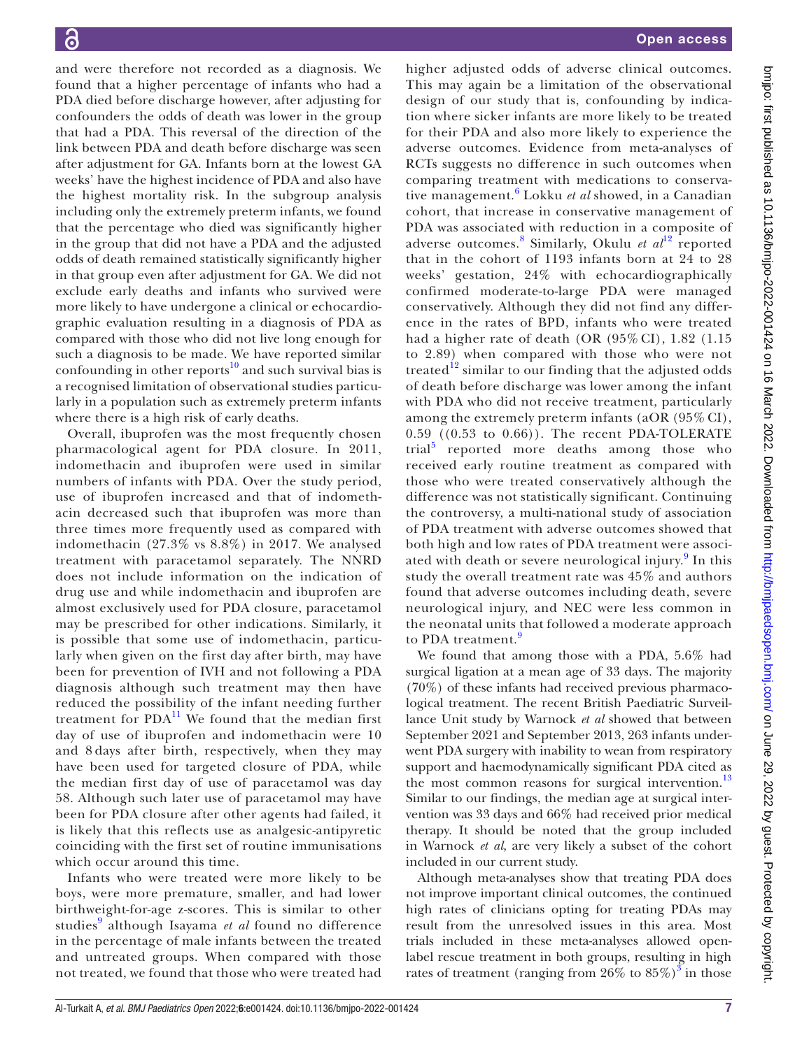and were therefore not recorded as a diagnosis. We found that a higher percentage of infants who had a PDA died before discharge however, after adjusting for confounders the odds of death was lower in the group that had a PDA. This reversal of the direction of the link between PDA and death before discharge was seen after adjustment for GA. Infants born at the lowest GA weeks' have the highest incidence of PDA and also have the highest mortality risk. In the subgroup analysis including only the extremely preterm infants, we found that the percentage who died was significantly higher in the group that did not have a PDA and the adjusted odds of death remained statistically significantly higher in that group even after adjustment for GA. We did not exclude early deaths and infants who survived were more likely to have undergone a clinical or echocardiographic evaluation resulting in a diagnosis of PDA as compared with those who did not live long enough for such a diagnosis to be made. We have reported similar confounding in other reports[10] and such survival bias is a recognised limitation of observational studies particularly in a population such as extremely preterm infants where there is a high risk of early deaths.

Overall, ibuprofen was the most frequently chosen pharmacological agent for PDA closure. In 2011, indomethacin and ibuprofen were used in similar numbers of infants with PDA. Over the study period, use of ibuprofen increased and that of indomethacin decreased such that ibuprofen was more than three times more frequently used as compared with indomethacin (27.3% vs 8.8%) in 2017. We analysed treatment with paracetamol separately. The NNRD does not include information on the indication of drug use and while indomethacin and ibuprofen are almost exclusively used for PDA closure, paracetamol may be prescribed for other indications. Similarly, it is possible that some use of indomethacin, particularly when given on the first day after birth, may have been for prevention of IVH and not following a PDA diagnosis although such treatment may then have reduced the possibility of the infant needing further treatment for PDA[11] We found that the median first day of use of ibuprofen and indomethacin were 10 and 8 days after birth, respectively, when they may have been used for targeted closure of PDA, while the median first day of use of paracetamol was day 58. Although such later use of paracetamol may have been for PDA closure after other agents had failed, it is likely that this reflects use as analgesic-antipyretic coinciding with the first set of routine immunisations which occur around this time.

Infants who were treated were more likely to be boys, were more premature, smaller, and had lower birthweight-for-age z-scores. This is similar to other studies[9] although Isayama *et al* found no difference in the percentage of male infants between the treated and untreated groups. When compared with those not treated, we found that those who were treated had higher adjusted odds of adverse clinical outcomes. This may again be a limitation of the observational design of our study that is, confounding by indication where sicker infants are more likely to be treated for their PDA and also more likely to experience the adverse outcomes. Evidence from meta-analyses of RCTs suggests no difference in such outcomes when comparing treatment with medications to conservative management.[6] Lokku *et al* showed, in a Canadian cohort, that increase in conservative management of PDA was associated with reduction in a composite of adverse outcomes.[8] Similarly, Okulu *et al*[12] reported that in the cohort of 1193 infants born at 24 to 28 weeks' gestation, 24% with echocardiographically confirmed moderate-to-large PDA were managed conservatively. Although they did not find any difference in the rates of BPD, infants who were treated had a higher rate of death (OR (95% CI), 1.82 (1.15 to 2.89) when compared with those who were not treated[12] similar to our finding that the adjusted odds of death before discharge was lower among the infant with PDA who did not receive treatment, particularly among the extremely preterm infants (aOR (95% CI), 0.59 ((0.53 to 0.66)). The recent PDA-TOLERATE trial[5] reported more deaths among those who received early routine treatment as compared with those who were treated conservatively although the difference was not statistically significant. Continuing the controversy, a multi-national study of association of PDA treatment with adverse outcomes showed that both high and low rates of PDA treatment were associated with death or severe neurological injury.[9] In this study the overall treatment rate was 45% and authors found that adverse outcomes including death, severe neurological injury, and NEC were less common in the neonatal units that followed a moderate approach to PDA treatment.[9]

We found that among those with a PDA, 5.6% had surgical ligation at a mean age of 33 days. The majority (70%) of these infants had received previous pharmacological treatment. The recent British Paediatric Surveillance Unit study by Warnock *et al* showed that between September 2021 and September 2013, 263 infants underwent PDA surgery with inability to wean from respiratory support and haemodynamically significant PDA cited as the most common reasons for surgical intervention.[13] Similar to our findings, the median age at surgical intervention was 33 days and 66% had received prior medical therapy. It should be noted that the group included in Warnock *et al*, are very likely a subset of the cohort included in our current study.

Although meta-analyses show that treating PDA does not improve important clinical outcomes, the continued high rates of clinicians opting for treating PDAs may result from the unresolved issues in this area. Most trials included in these meta-analyses allowed open-label rescue treatment in both groups, resulting in high rates of treatment (ranging from 26% to 85%)[3] in those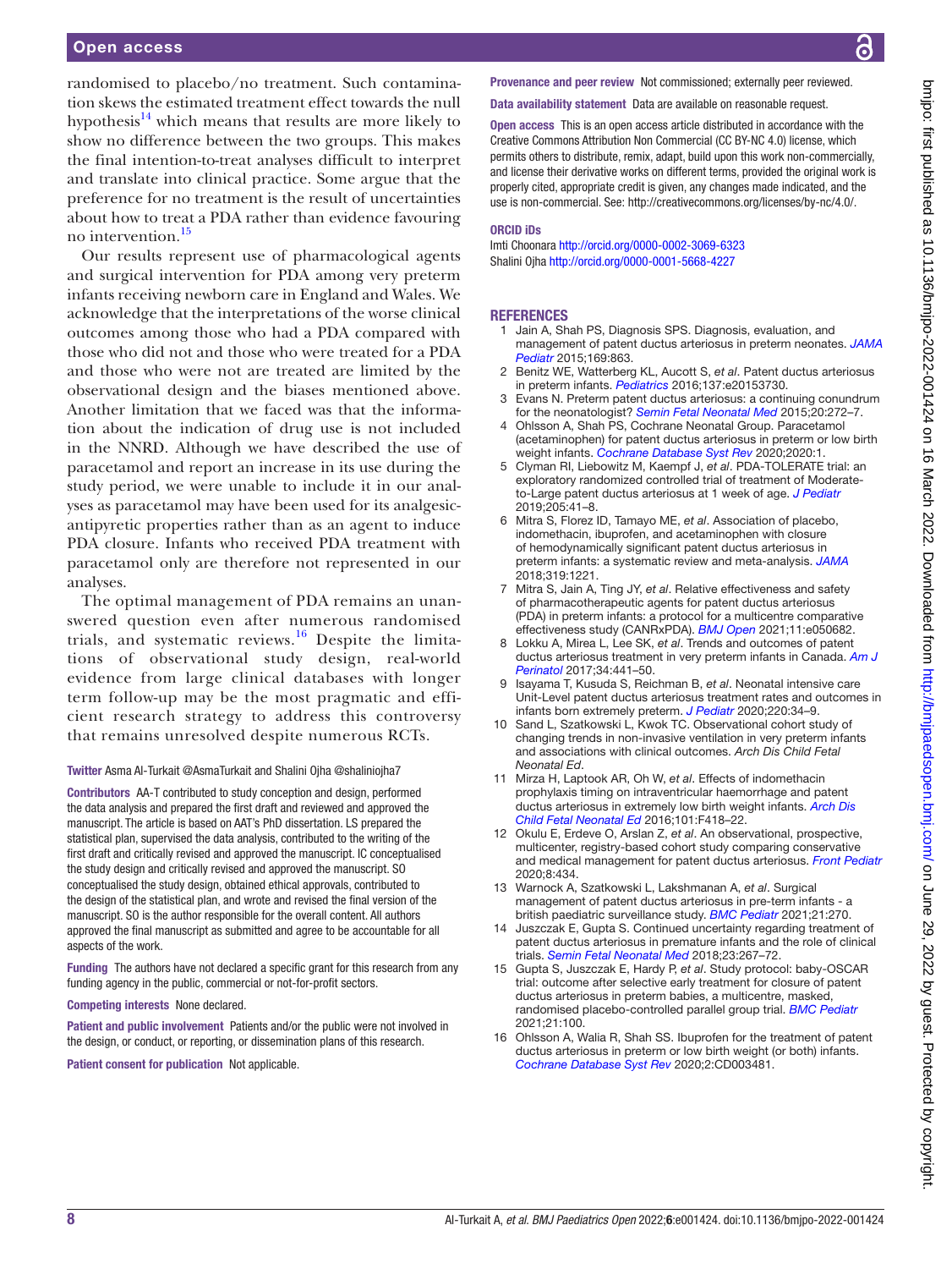randomised to placebo/no treatment. Such contamination skews the estimated treatment effect towards the null hypothesis[14] which means that results are more likely to show no difference between the two groups. This makes the final intention-to-treat analyses difficult to interpret and translate into clinical practice. Some argue that the preference for no treatment is the result of uncertainties about how to treat a PDA rather than evidence favouring no intervention.[15]

Our results represent use of pharmacological agents and surgical intervention for PDA among very preterm infants receiving newborn care in England and Wales. We acknowledge that the interpretations of the worse clinical outcomes among those who had a PDA compared with those who did not and those who were treated for a PDA and those who were not are treated are limited by the observational design and the biases mentioned above. Another limitation that we faced was that the information about the indication of drug use is not included in the NNRD. Although we have described the use of paracetamol and report an increase in its use during the study period, we were unable to include it in our analyses as paracetamol may have been used for its analgesic-antipyretic properties rather than as an agent to induce PDA closure. Infants who received PDA treatment with paracetamol only are therefore not represented in our analyses.

The optimal management of PDA remains an unanswered question even after numerous randomised trials, and systematic reviews.[16] Despite the limitations of observational study design, real-world evidence from large clinical databases with longer term follow-up may be the most pragmatic and efficient research strategy to address this controversy that remains unresolved despite numerous RCTs.

**Twitter** Asma Al-Turkait @AsmaTurkait and Shalini Ojha @shaliniojha7

**Contributors** AA-T contributed to study conception and design, performed the data analysis and prepared the first draft and reviewed and approved the manuscript. The article is based on AAT's PhD dissertation. LS prepared the statistical plan, supervised the data analysis, contributed to the writing of the first draft and critically revised and approved the manuscript. IC conceptualised the study design and critically revised and approved the manuscript. SO conceptualised the study design, obtained ethical approvals, contributed to the design of the statistical plan, and wrote and revised the final version of the manuscript. SO is the author responsible for the overall content. All authors approved the final manuscript as submitted and agree to be accountable for all aspects of the work.

**Funding** The authors have not declared a specific grant for this research from any funding agency in the public, commercial or not-for-profit sectors.

**Competing interests** None declared.

**Patient and public involvement** Patients and/or the public were not involved in the design, or conduct, or reporting, or dissemination plans of this research.

**Patient consent for publication** Not applicable.

**Provenance and peer review** Not commissioned; externally peer reviewed.

**Data availability statement** Data are available on reasonable request.

**Open access** This is an open access article distributed in accordance with the Creative Commons Attribution Non Commercial (CC BY-NC 4.0) license, which permits others to distribute, remix, adapt, build upon this work non-commercially, and license their derivative works on different terms, provided the original work is properly cited, appropriate credit is given, any changes made indicated, and the use is non-commercial. See: http://creativecommons.org/licenses/by-nc/4.0/.

**ORCID iDs**

Imti Choonara http://orcid.org/0000-0002-3069-6323
Shalini Ojha http://orcid.org/0000-0001-5668-4227

## REFERENCES

1. Jain A, Shah PS, Diagnosis SPS. Diagnosis, evaluation, and management of patent ductus arteriosus in preterm neonates. *JAMA Pediatr* 2015;169:863.
2. Benitz WE, Watterberg KL, Aucott S, *et al*. Patent ductus arteriosus in preterm infants. *Pediatrics* 2016;137:e20153730.
3. Evans N. Preterm patent ductus arteriosus: a continuing conundrum for the neonatologist? *Semin Fetal Neonatal Med* 2015;20:272–7.
4. Ohlsson A, Shah PS, Cochrane Neonatal Group. Paracetamol (acetaminophen) for patent ductus arteriosus in preterm or low birth weight infants. *Cochrane Database Syst Rev* 2020;2020:1.
5. Clyman RI, Liebowitz M, Kaempf J, *et al*. PDA-TOLERATE trial: an exploratory randomized controlled trial of treatment of Moderate-to-Large patent ductus arteriosus at 1 week of age. *J Pediatr* 2019;205:41–8.
6. Mitra S, Florez ID, Tamayo ME, *et al*. Association of placebo, indomethacin, ibuprofen, and acetaminophen with closure of hemodynamically significant patent ductus arteriosus in preterm infants: a systematic review and meta-analysis. *JAMA* 2018;319:1221.
7. Mitra S, Jain A, Ting JY, *et al*. Relative effectiveness and safety of pharmacotherapeutic agents for patent ductus arteriosus (PDA) in preterm infants: a protocol for a multicentre comparative effectiveness study (CANRxPDA). *BMJ Open* 2021;11:e050682.
8. Lokku A, Mirea L, Lee SK, *et al*. Trends and outcomes of patent ductus arteriosus treatment in very preterm infants in Canada. *Am J Perinatol* 2017;34:441–50.
9. Isayama T, Kusuda S, Reichman B, *et al*. Neonatal intensive care Unit-Level patent ductus arteriosus treatment rates and outcomes in infants born extremely preterm. *J Pediatr* 2020;220:34–9.
10. Sand L, Szatkowski L, Kwok TC. Observational cohort study of changing trends in non-invasive ventilation in very preterm infants and associations with clinical outcomes. *Arch Dis Child Fetal Neonatal Ed*.
11. Mirza H, Laptook AR, Oh W, *et al*. Effects of indomethacin prophylaxis timing on intraventricular haemorrhage and patent ductus arteriosus in extremely low birth weight infants. *Arch Dis Child Fetal Neonatal Ed* 2016;101:F418–22.
12. Okulu E, Erdeve O, Arslan Z, *et al*. An observational, prospective, multicenter, registry-based cohort study comparing conservative and medical management for patent ductus arteriosus. *Front Pediatr* 2020;8:434.
13. Warnock A, Szatkowski L, Lakshmanan A, *et al*. Surgical management of patent ductus arteriosus in pre-term infants - a british paediatric surveillance study. *BMC Pediatr* 2021;21:270.
14. Juszczak E, Gupta S. Continued uncertainty regarding treatment of patent ductus arteriosus in premature infants and the role of clinical trials. *Semin Fetal Neonatal Med* 2018;23:267–72.
15. Gupta S, Juszczak E, Hardy P, *et al*. Study protocol: baby-OSCAR trial: outcome after selective early treatment for closure of patent ductus arteriosus in preterm babies, a multicentre, masked, randomised placebo-controlled parallel group trial. *BMC Pediatr* 2021;21:100.
16. Ohlsson A, Walia R, Shah SS. Ibuprofen for the treatment of patent ductus arteriosus in preterm or low birth weight (or both) infants. *Cochrane Database Syst Rev* 2020;2:CD003481.